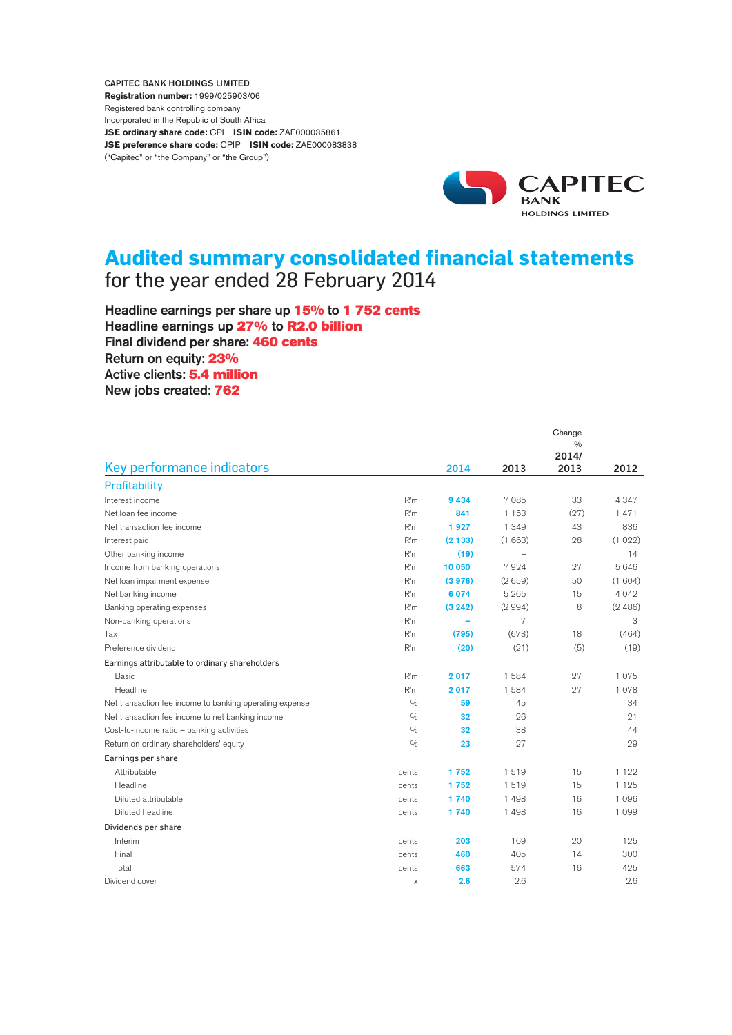**CAPITEC BANK HOLDINGS LIMITED**
**Registration number:** 1999/025903/06
Registered bank controlling company
Incorporated in the Republic of South Africa
**JSE ordinary share code:** CPI **ISIN code:** ZAE000035861
**JSE preference share code:** CPIP **ISIN code:** ZAE000083838
("Capitec" or "the Company" or "the Group")

# Audited summary consolidated financial statements

## for the year ended 28 February 2014

**Headline earnings per share up 15% to 1 752 cents**
**Headline earnings up 27% to R2.0 billion**
**Final dividend per share: 460 cents**
**Return on equity: 23%**
**Active clients: 5.4 million**
**New jobs created: 762**

| Key performance indicators | | 2014 | 2013 | Change % 2014/2013 | 2012 |
|---|---|---|---|---|---|
| **Profitability** | | | | | |
| Interest income | R'm | **9 434** | 7 085 | 33 | 4 347 |
| Net loan fee income | R'm | **841** | 1 153 | (27) | 1 471 |
| Net transaction fee income | R'm | **1 927** | 1 349 | 43 | 836 |
| Interest paid | R'm | **(2 133)** | (1 663) | 28 | (1 022) |
| Other banking income | R'm | **(19)** | – | | 14 |
| Income from banking operations | R'm | **10 050** | 7 924 | 27 | 5 646 |
| Net loan impairment expense | R'm | **(3 976)** | (2 659) | 50 | (1 604) |
| Net banking income | R'm | **6 074** | 5 265 | 15 | 4 042 |
| Banking operating expenses | R'm | **(3 242)** | (2 994) | 8 | (2 486) |
| Non-banking operations | R'm | **–** | 7 | | 3 |
| Tax | R'm | **(795)** | (673) | 18 | (464) |
| Preference dividend | R'm | **(20)** | (21) | (5) | (19) |
| Earnings attributable to ordinary shareholders | | | | | |
| Basic | R'm | **2 017** | 1 584 | 27 | 1 075 |
| Headline | R'm | **2 017** | 1 584 | 27 | 1 078 |
| Net transaction fee income to banking operating expense | % | **59** | 45 | | 34 |
| Net transaction fee income to net banking income | % | **32** | 26 | | 21 |
| Cost-to-income ratio – banking activities | % | **32** | 38 | | 44 |
| Return on ordinary shareholders' equity | % | **23** | 27 | | 29 |
| Earnings per share | | | | | |
| Attributable | cents | **1 752** | 1 519 | 15 | 1 122 |
| Headline | cents | **1 752** | 1 519 | 15 | 1 125 |
| Diluted attributable | cents | **1 740** | 1 498 | 16 | 1 096 |
| Diluted headline | cents | **1 740** | 1 498 | 16 | 1 099 |
| Dividends per share | | | | | |
| Interim | cents | **203** | 169 | 20 | 125 |
| Final | cents | **460** | 405 | 14 | 300 |
| Total | cents | **663** | 574 | 16 | 425 |
| Dividend cover | x | **2.6** | 2.6 | | 2.6 |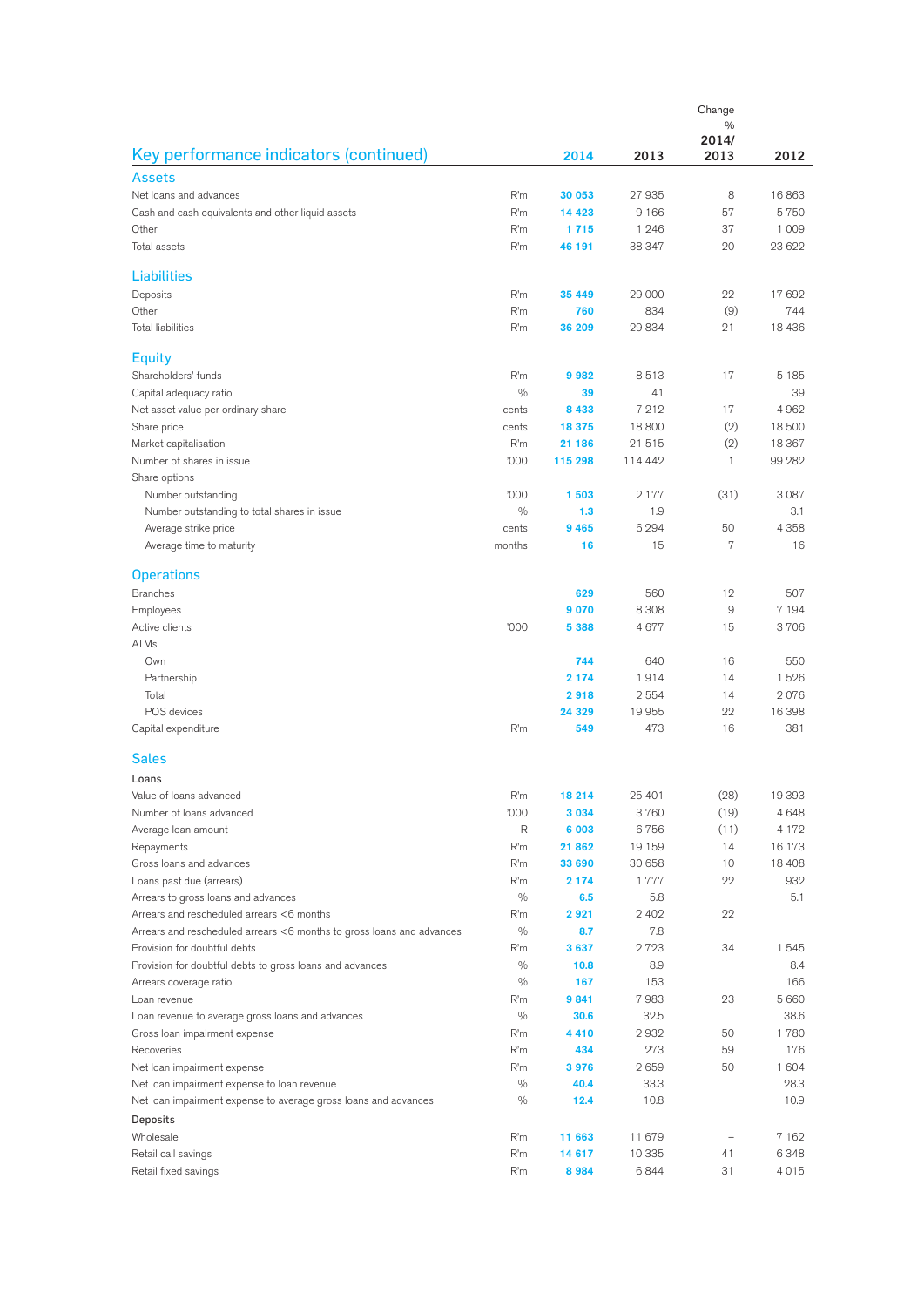## Key performance indicators (continued)

| | | 2014 | 2013 | Change % 2014/2013 | 2012 |
|---|---|---|---|---|---|
| **Assets** | | | | | |
| Net loans and advances | R'm | 30 053 | 27 935 | 8 | 16 863 |
| Cash and cash equivalents and other liquid assets | R'm | 14 423 | 9 166 | 57 | 5 750 |
| Other | R'm | 1 715 | 1 246 | 37 | 1 009 |
| Total assets | R'm | 46 191 | 38 347 | 20 | 23 622 |
| **Liabilities** | | | | | |
| Deposits | R'm | 35 449 | 29 000 | 22 | 17 692 |
| Other | R'm | 760 | 834 | (9) | 744 |
| Total liabilities | R'm | 36 209 | 29 834 | 21 | 18 436 |
| **Equity** | | | | | |
| Shareholders' funds | R'm | 9 982 | 8 513 | 17 | 5 185 |
| Capital adequacy ratio | % | 39 | 41 | | 39 |
| Net asset value per ordinary share | cents | 8 433 | 7 212 | 17 | 4 962 |
| Share price | cents | 18 375 | 18 800 | (2) | 18 500 |
| Market capitalisation | R'm | 21 186 | 21 515 | (2) | 18 367 |
| Number of shares in issue | '000 | 115 298 | 114 442 | 1 | 99 282 |
| Share options | | | | | |
| Number outstanding | '000 | 1 503 | 2 177 | (31) | 3 087 |
| Number outstanding to total shares in issue | % | 1.3 | 1.9 | | 3.1 |
| Average strike price | cents | 9 465 | 6 294 | 50 | 4 358 |
| Average time to maturity | months | 16 | 15 | 7 | 16 |
| **Operations** | | | | | |
| Branches | | 629 | 560 | 12 | 507 |
| Employees | | 9 070 | 8 308 | 9 | 7 194 |
| Active clients | '000 | 5 388 | 4 677 | 15 | 3 706 |
| ATMs | | | | | |
| Own | | 744 | 640 | 16 | 550 |
| Partnership | | 2 174 | 1 914 | 14 | 1 526 |
| Total | | 2 918 | 2 554 | 14 | 2 076 |
| POS devices | | 24 329 | 19 955 | 22 | 16 398 |
| Capital expenditure | R'm | 549 | 473 | 16 | 381 |
| **Sales** | | | | | |
| **Loans** | | | | | |
| Value of loans advanced | R'm | 18 214 | 25 401 | (28) | 19 393 |
| Number of loans advanced | '000 | 3 034 | 3 760 | (19) | 4 648 |
| Average loan amount | R | 6 003 | 6 756 | (11) | 4 172 |
| Repayments | R'm | 21 862 | 19 159 | 14 | 16 173 |
| Gross loans and advances | R'm | 33 690 | 30 658 | 10 | 18 408 |
| Loans past due (arrears) | R'm | 2 174 | 1 777 | 22 | 932 |
| Arrears to gross loans and advances | % | 6.5 | 5.8 | | 5.1 |
| Arrears and rescheduled arrears <6 months | R'm | 2 921 | 2 402 | 22 | |
| Arrears and rescheduled arrears <6 months to gross loans and advances | % | 8.7 | 7.8 | | |
| Provision for doubtful debts | R'm | 3 637 | 2 723 | 34 | 1 545 |
| Provision for doubtful debts to gross loans and advances | % | 10.8 | 8.9 | | 8.4 |
| Arrears coverage ratio | % | 167 | 153 | | 166 |
| Loan revenue | R'm | 9 841 | 7 983 | 23 | 5 660 |
| Loan revenue to average gross loans and advances | % | 30.6 | 32.5 | | 38.6 |
| Gross loan impairment expense | R'm | 4 410 | 2 932 | 50 | 1 780 |
| Recoveries | R'm | 434 | 273 | 59 | 176 |
| Net loan impairment expense | R'm | 3 976 | 2 659 | 50 | 1 604 |
| Net loan impairment expense to loan revenue | % | 40.4 | 33.3 | | 28.3 |
| Net loan impairment expense to average gross loans and advances | % | 12.4 | 10.8 | | 10.9 |
| **Deposits** | | | | | |
| Wholesale | R'm | 11 663 | 11 679 | – | 7 162 |
| Retail call savings | R'm | 14 617 | 10 335 | 41 | 6 348 |
| Retail fixed savings | R'm | 8 984 | 6 844 | 31 | 4 015 |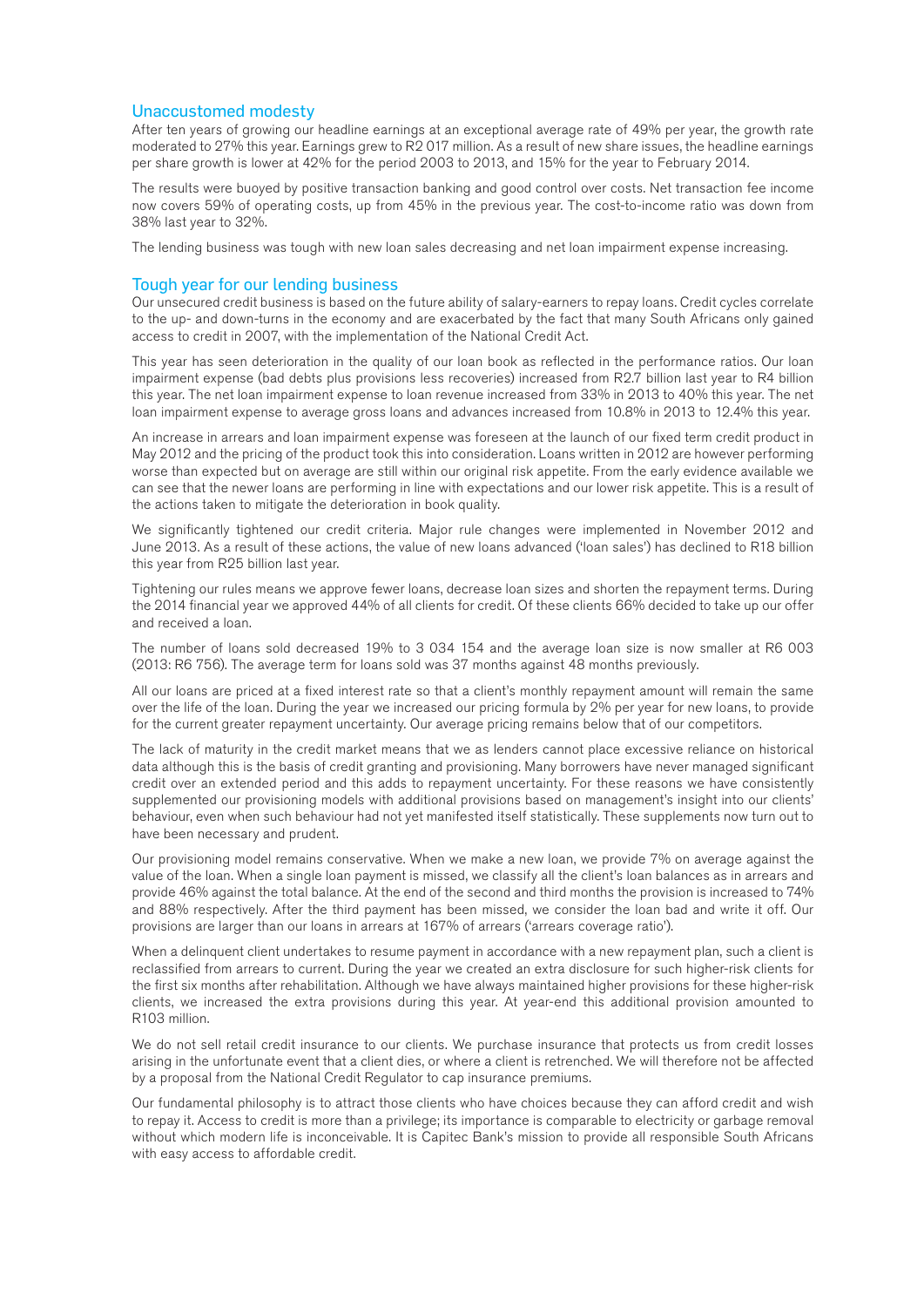## Unaccustomed modesty

After ten years of growing our headline earnings at an exceptional average rate of 49% per year, the growth rate moderated to 27% this year. Earnings grew to R2 017 million. As a result of new share issues, the headline earnings per share growth is lower at 42% for the period 2003 to 2013, and 15% for the year to February 2014.

The results were buoyed by positive transaction banking and good control over costs. Net transaction fee income now covers 59% of operating costs, up from 45% in the previous year. The cost-to-income ratio was down from 38% last year to 32%.

The lending business was tough with new loan sales decreasing and net loan impairment expense increasing.

## Tough year for our lending business

Our unsecured credit business is based on the future ability of salary-earners to repay loans. Credit cycles correlate to the up- and down-turns in the economy and are exacerbated by the fact that many South Africans only gained access to credit in 2007, with the implementation of the National Credit Act.

This year has seen deterioration in the quality of our loan book as reflected in the performance ratios. Our loan impairment expense (bad debts plus provisions less recoveries) increased from R2.7 billion last year to R4 billion this year. The net loan impairment expense to loan revenue increased from 33% in 2013 to 40% this year. The net loan impairment expense to average gross loans and advances increased from 10.8% in 2013 to 12.4% this year.

An increase in arrears and loan impairment expense was foreseen at the launch of our fixed term credit product in May 2012 and the pricing of the product took this into consideration. Loans written in 2012 are however performing worse than expected but on average are still within our original risk appetite. From the early evidence available we can see that the newer loans are performing in line with expectations and our lower risk appetite. This is a result of the actions taken to mitigate the deterioration in book quality.

We significantly tightened our credit criteria. Major rule changes were implemented in November 2012 and June 2013. As a result of these actions, the value of new loans advanced ('loan sales') has declined to R18 billion this year from R25 billion last year.

Tightening our rules means we approve fewer loans, decrease loan sizes and shorten the repayment terms. During the 2014 financial year we approved 44% of all clients for credit. Of these clients 66% decided to take up our offer and received a loan.

The number of loans sold decreased 19% to 3 034 154 and the average loan size is now smaller at R6 003 (2013: R6 756). The average term for loans sold was 37 months against 48 months previously.

All our loans are priced at a fixed interest rate so that a client's monthly repayment amount will remain the same over the life of the loan. During the year we increased our pricing formula by 2% per year for new loans, to provide for the current greater repayment uncertainty. Our average pricing remains below that of our competitors.

The lack of maturity in the credit market means that we as lenders cannot place excessive reliance on historical data although this is the basis of credit granting and provisioning. Many borrowers have never managed significant credit over an extended period and this adds to repayment uncertainty. For these reasons we have consistently supplemented our provisioning models with additional provisions based on management's insight into our clients' behaviour, even when such behaviour had not yet manifested itself statistically. These supplements now turn out to have been necessary and prudent.

Our provisioning model remains conservative. When we make a new loan, we provide 7% on average against the value of the loan. When a single loan payment is missed, we classify all the client's loan balances as in arrears and provide 46% against the total balance. At the end of the second and third months the provision is increased to 74% and 88% respectively. After the third payment has been missed, we consider the loan bad and write it off. Our provisions are larger than our loans in arrears at 167% of arrears ('arrears coverage ratio').

When a delinquent client undertakes to resume payment in accordance with a new repayment plan, such a client is reclassified from arrears to current. During the year we created an extra disclosure for such higher-risk clients for the first six months after rehabilitation. Although we have always maintained higher provisions for these higher-risk clients, we increased the extra provisions during this year. At year-end this additional provision amounted to R103 million.

We do not sell retail credit insurance to our clients. We purchase insurance that protects us from credit losses arising in the unfortunate event that a client dies, or where a client is retrenched. We will therefore not be affected by a proposal from the National Credit Regulator to cap insurance premiums.

Our fundamental philosophy is to attract those clients who have choices because they can afford credit and wish to repay it. Access to credit is more than a privilege; its importance is comparable to electricity or garbage removal without which modern life is inconceivable. It is Capitec Bank's mission to provide all responsible South Africans with easy access to affordable credit.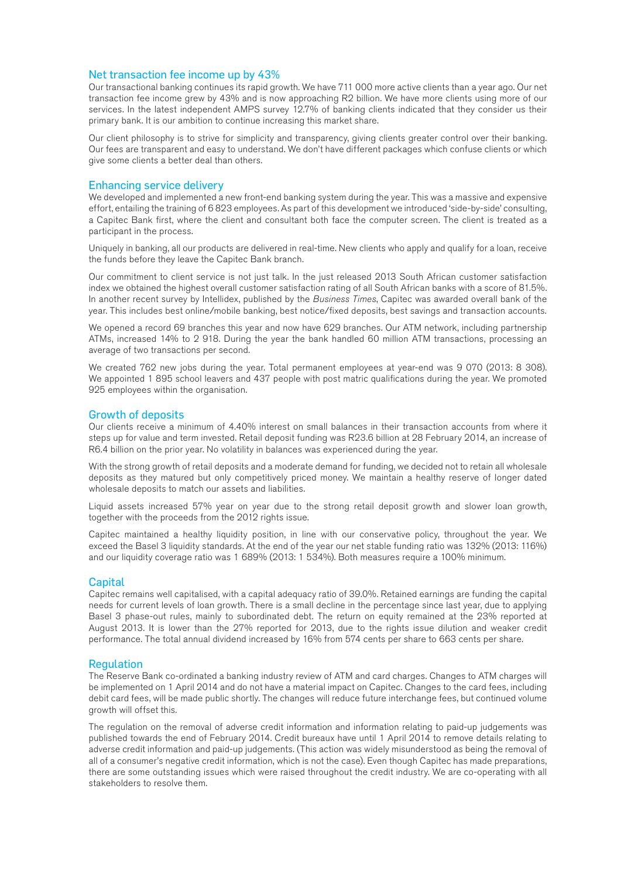## Net transaction fee income up by 43%

Our transactional banking continues its rapid growth. We have 711 000 more active clients than a year ago. Our net transaction fee income grew by 43% and is now approaching R2 billion. We have more clients using more of our services. In the latest independent AMPS survey 12.7% of banking clients indicated that they consider us their primary bank. It is our ambition to continue increasing this market share.

Our client philosophy is to strive for simplicity and transparency, giving clients greater control over their banking. Our fees are transparent and easy to understand. We don't have different packages which confuse clients or which give some clients a better deal than others.

## Enhancing service delivery

We developed and implemented a new front-end banking system during the year. This was a massive and expensive effort, entailing the training of 6 823 employees. As part of this development we introduced 'side-by-side' consulting, a Capitec Bank first, where the client and consultant both face the computer screen. The client is treated as a participant in the process.

Uniquely in banking, all our products are delivered in real-time. New clients who apply and qualify for a loan, receive the funds before they leave the Capitec Bank branch.

Our commitment to client service is not just talk. In the just released 2013 South African customer satisfaction index we obtained the highest overall customer satisfaction rating of all South African banks with a score of 81.5%. In another recent survey by Intellidex, published by the *Business Times*, Capitec was awarded overall bank of the year. This includes best online/mobile banking, best notice/fixed deposits, best savings and transaction accounts.

We opened a record 69 branches this year and now have 629 branches. Our ATM network, including partnership ATMs, increased 14% to 2 918. During the year the bank handled 60 million ATM transactions, processing an average of two transactions per second.

We created 762 new jobs during the year. Total permanent employees at year-end was 9 070 (2013: 8 308). We appointed 1 895 school leavers and 437 people with post matric qualifications during the year. We promoted 925 employees within the organisation.

## Growth of deposits

Our clients receive a minimum of 4.40% interest on small balances in their transaction accounts from where it steps up for value and term invested. Retail deposit funding was R23.6 billion at 28 February 2014, an increase of R6.4 billion on the prior year. No volatility in balances was experienced during the year.

With the strong growth of retail deposits and a moderate demand for funding, we decided not to retain all wholesale deposits as they matured but only competitively priced money. We maintain a healthy reserve of longer dated wholesale deposits to match our assets and liabilities.

Liquid assets increased 57% year on year due to the strong retail deposit growth and slower loan growth, together with the proceeds from the 2012 rights issue.

Capitec maintained a healthy liquidity position, in line with our conservative policy, throughout the year. We exceed the Basel 3 liquidity standards. At the end of the year our net stable funding ratio was 132% (2013: 116%) and our liquidity coverage ratio was 1 689% (2013: 1 534%). Both measures require a 100% minimum.

## Capital

Capitec remains well capitalised, with a capital adequacy ratio of 39.0%. Retained earnings are funding the capital needs for current levels of loan growth. There is a small decline in the percentage since last year, due to applying Basel 3 phase-out rules, mainly to subordinated debt. The return on equity remained at the 23% reported at August 2013. It is lower than the 27% reported for 2013, due to the rights issue dilution and weaker credit performance. The total annual dividend increased by 16% from 574 cents per share to 663 cents per share.

## Regulation

The Reserve Bank co-ordinated a banking industry review of ATM and card charges. Changes to ATM charges will be implemented on 1 April 2014 and do not have a material impact on Capitec. Changes to the card fees, including debit card fees, will be made public shortly. The changes will reduce future interchange fees, but continued volume growth will offset this.

The regulation on the removal of adverse credit information and information relating to paid-up judgements was published towards the end of February 2014. Credit bureaux have until 1 April 2014 to remove details relating to adverse credit information and paid-up judgements. (This action was widely misunderstood as being the removal of all of a consumer's negative credit information, which is not the case). Even though Capitec has made preparations, there are some outstanding issues which were raised throughout the credit industry. We are co-operating with all stakeholders to resolve them.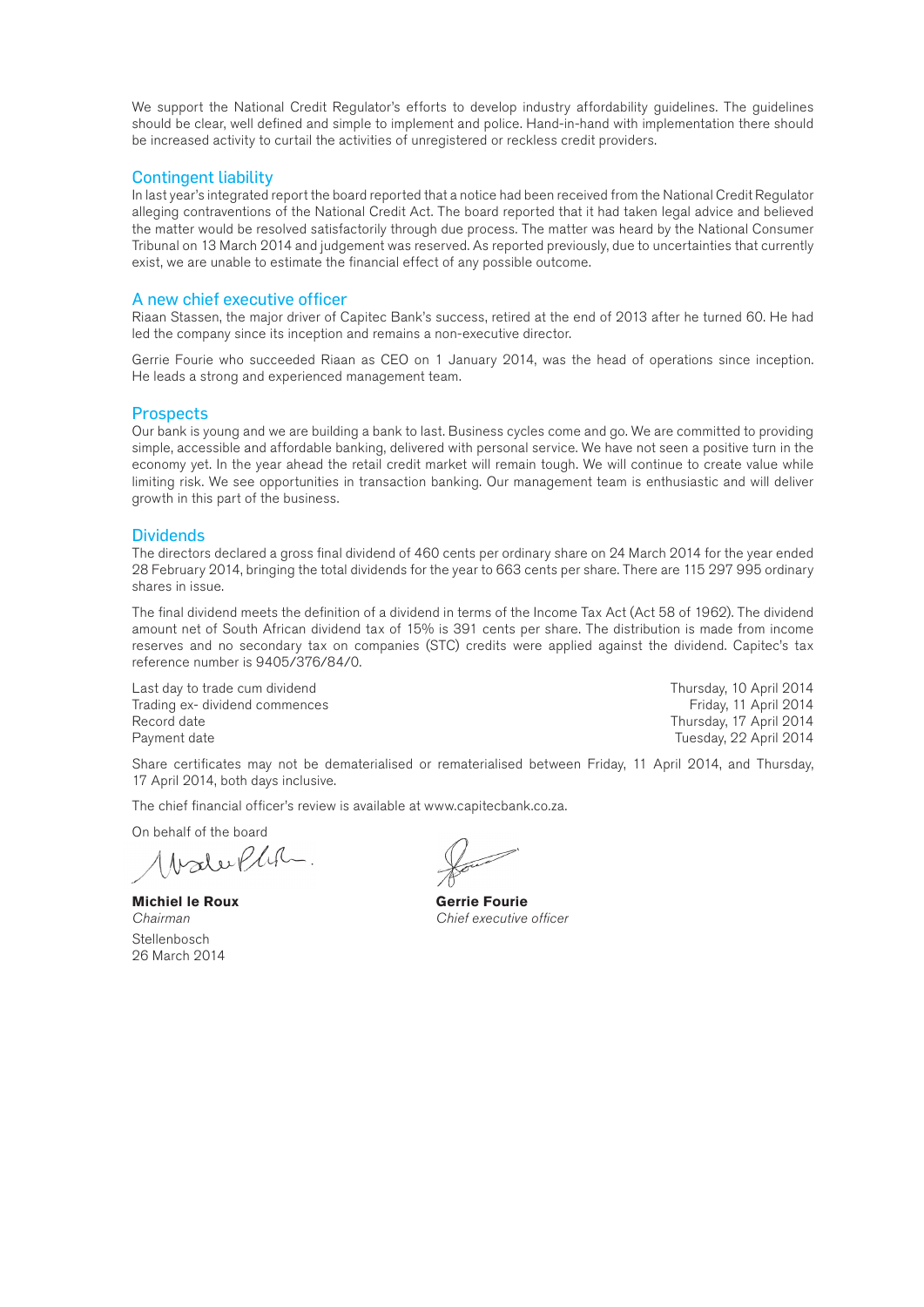We support the National Credit Regulator's efforts to develop industry affordability guidelines. The guidelines should be clear, well defined and simple to implement and police. Hand-in-hand with implementation there should be increased activity to curtail the activities of unregistered or reckless credit providers.

## Contingent liability

In last year's integrated report the board reported that a notice had been received from the National Credit Regulator alleging contraventions of the National Credit Act. The board reported that it had taken legal advice and believed the matter would be resolved satisfactorily through due process. The matter was heard by the National Consumer Tribunal on 13 March 2014 and judgement was reserved. As reported previously, due to uncertainties that currently exist, we are unable to estimate the financial effect of any possible outcome.

## A new chief executive officer

Riaan Stassen, the major driver of Capitec Bank's success, retired at the end of 2013 after he turned 60. He had led the company since its inception and remains a non-executive director.

Gerrie Fourie who succeeded Riaan as CEO on 1 January 2014, was the head of operations since inception. He leads a strong and experienced management team.

## Prospects

Our bank is young and we are building a bank to last. Business cycles come and go. We are committed to providing simple, accessible and affordable banking, delivered with personal service. We have not seen a positive turn in the economy yet. In the year ahead the retail credit market will remain tough. We will continue to create value while limiting risk. We see opportunities in transaction banking. Our management team is enthusiastic and will deliver growth in this part of the business.

## Dividends

The directors declared a gross final dividend of 460 cents per ordinary share on 24 March 2014 for the year ended 28 February 2014, bringing the total dividends for the year to 663 cents per share. There are 115 297 995 ordinary shares in issue.

The final dividend meets the definition of a dividend in terms of the Income Tax Act (Act 58 of 1962). The dividend amount net of South African dividend tax of 15% is 391 cents per share. The distribution is made from income reserves and no secondary tax on companies (STC) credits were applied against the dividend. Capitec's tax reference number is 9405/376/84/0.

| | |
|---|---|
| Last day to trade cum dividend | Thursday, 10 April 2014 |
| Trading ex- dividend commences | Friday, 11 April 2014 |
| Record date | Thursday, 17 April 2014 |
| Payment date | Tuesday, 22 April 2014 |

Share certificates may not be dematerialised or rematerialised between Friday, 11 April 2014, and Thursday, 17 April 2014, both days inclusive.

The chief financial officer's review is available at www.capitecbank.co.za.

On behalf of the board

**Michiel le Roux**
*Chairman*

**Gerrie Fourie**
*Chief executive officer*

Stellenbosch
26 March 2014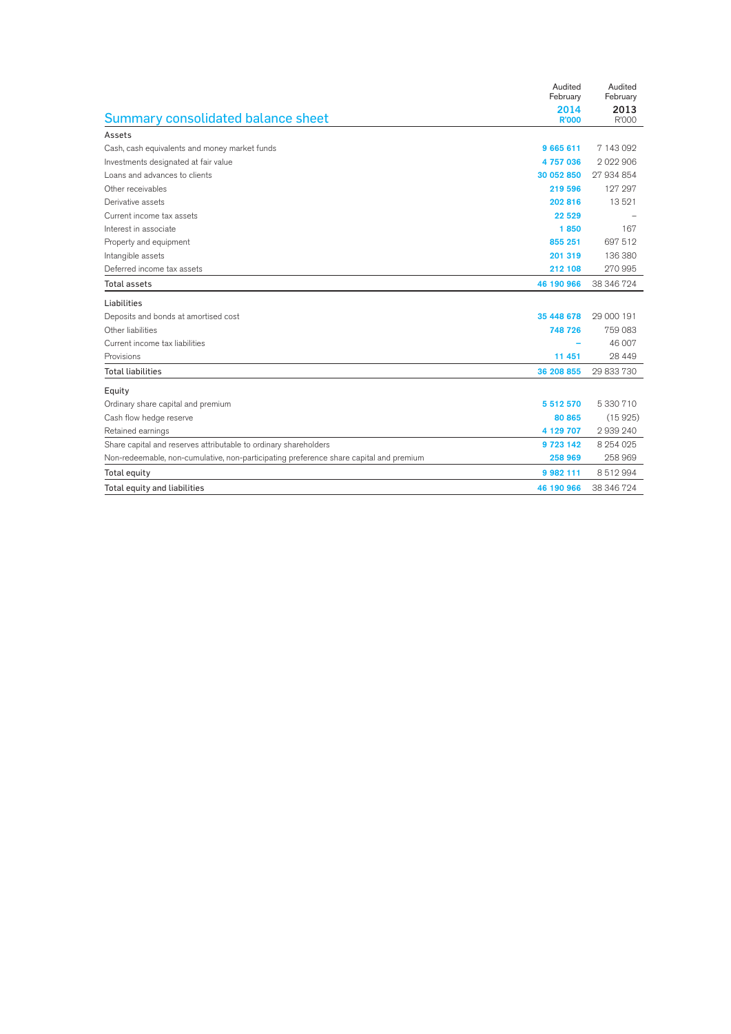## Summary consolidated balance sheet

| | Audited February 2014 R'000 | Audited February 2013 R'000 |
|---|---|---|
| **Assets** | | |
| Cash, cash equivalents and money market funds | 9 665 611 | 7 143 092 |
| Investments designated at fair value | 4 757 036 | 2 022 906 |
| Loans and advances to clients | 30 052 850 | 27 934 854 |
| Other receivables | 219 596 | 127 297 |
| Derivative assets | 202 816 | 13 521 |
| Current income tax assets | 22 529 | – |
| Interest in associate | 1 850 | 167 |
| Property and equipment | 855 251 | 697 512 |
| Intangible assets | 201 319 | 136 380 |
| Deferred income tax assets | 212 108 | 270 995 |
| **Total assets** | 46 190 966 | 38 346 724 |
| **Liabilities** | | |
| Deposits and bonds at amortised cost | 35 448 678 | 29 000 191 |
| Other liabilities | 748 726 | 759 083 |
| Current income tax liabilities | – | 46 007 |
| Provisions | 11 451 | 28 449 |
| **Total liabilities** | 36 208 855 | 29 833 730 |
| **Equity** | | |
| Ordinary share capital and premium | 5 512 570 | 5 330 710 |
| Cash flow hedge reserve | 80 865 | (15 925) |
| Retained earnings | 4 129 707 | 2 939 240 |
| Share capital and reserves attributable to ordinary shareholders | 9 723 142 | 8 254 025 |
| Non-redeemable, non-cumulative, non-participating preference share capital and premium | 258 969 | 258 969 |
| **Total equity** | 9 982 111 | 8 512 994 |
| **Total equity and liabilities** | 46 190 966 | 38 346 724 |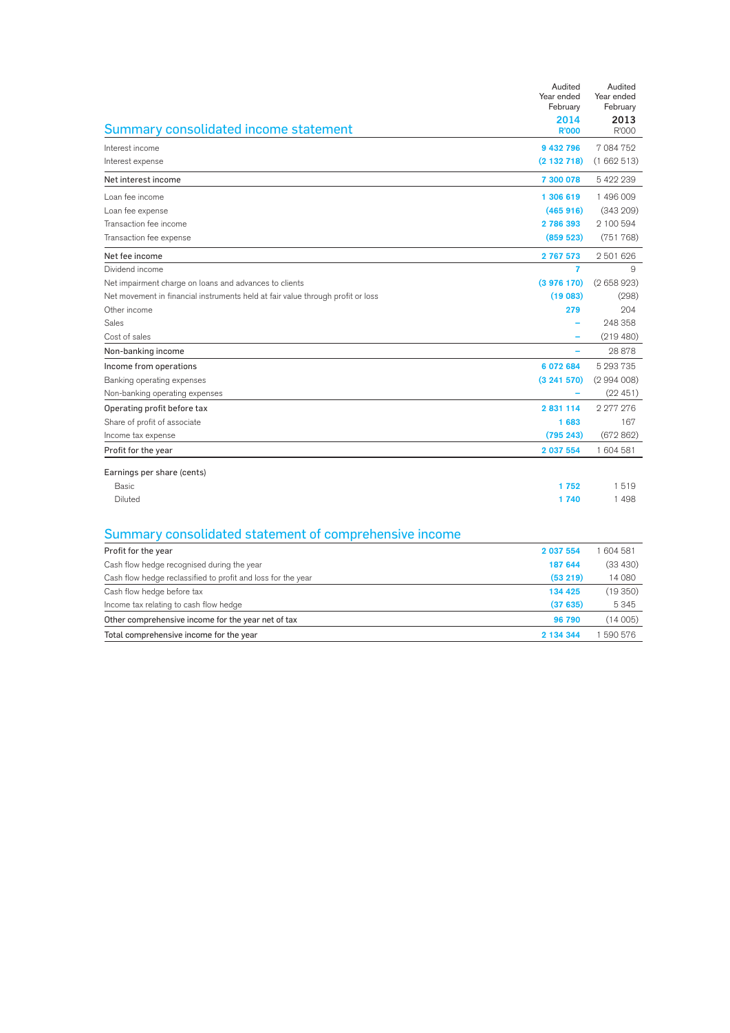## Summary consolidated income statement

| | Audited Year ended February 2014 R'000 | Audited Year ended February 2013 R'000 |
|---|---|---|
| Interest income | 9 432 796 | 7 084 752 |
| Interest expense | (2 132 718) | (1 662 513) |
| Net interest income | 7 300 078 | 5 422 239 |
| Loan fee income | 1 306 619 | 1 496 009 |
| Loan fee expense | (465 916) | (343 209) |
| Transaction fee income | 2 786 393 | 2 100 594 |
| Transaction fee expense | (859 523) | (751 768) |
| Net fee income | 2 767 573 | 2 501 626 |
| Dividend income | 7 | 9 |
| Net impairment charge on loans and advances to clients | (3 976 170) | (2 658 923) |
| Net movement in financial instruments held at fair value through profit or loss | (19 083) | (298) |
| Other income | 279 | 204 |
| Sales | – | 248 358 |
| Cost of sales | – | (219 480) |
| Non-banking income | – | 28 878 |
| Income from operations | 6 072 684 | 5 293 735 |
| Banking operating expenses | (3 241 570) | (2 994 008) |
| Non-banking operating expenses | – | (22 451) |
| Operating profit before tax | 2 831 114 | 2 277 276 |
| Share of profit of associate | 1 683 | 167 |
| Income tax expense | (795 243) | (672 862) |
| Profit for the year | 2 037 554 | 1 604 581 |
| Earnings per share (cents) | | |
| Basic | 1 752 | 1 519 |
| Diluted | 1 740 | 1 498 |

## Summary consolidated statement of comprehensive income

| | 2014 R'000 | 2013 R'000 |
|---|---|---|
| Profit for the year | 2 037 554 | 1 604 581 |
| Cash flow hedge recognised during the year | 187 644 | (33 430) |
| Cash flow hedge reclassified to profit and loss for the year | (53 219) | 14 080 |
| Cash flow hedge before tax | 134 425 | (19 350) |
| Income tax relating to cash flow hedge | (37 635) | 5 345 |
| Other comprehensive income for the year net of tax | 96 790 | (14 005) |
| Total comprehensive income for the year | 2 134 344 | 1 590 576 |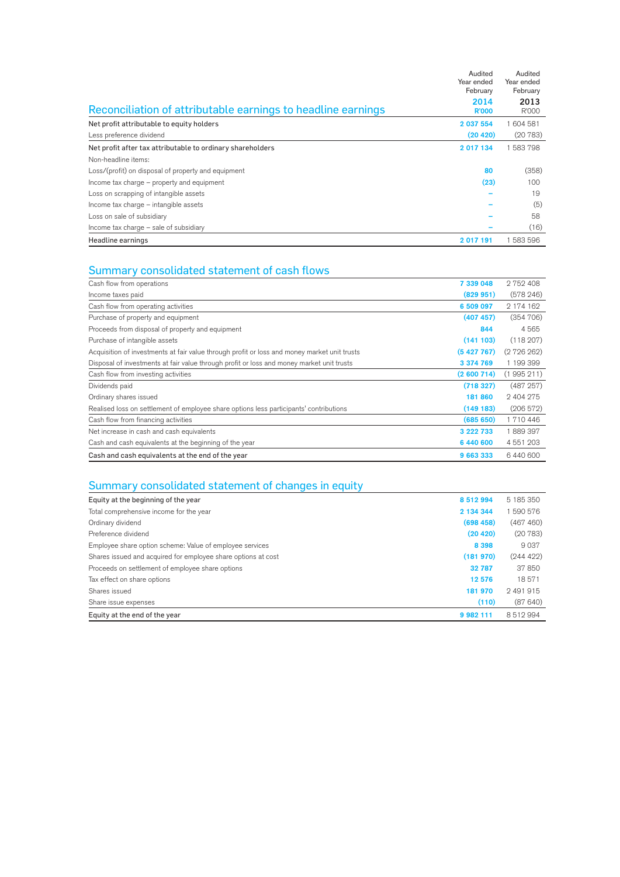## Reconciliation of attributable earnings to headline earnings

| | Audited Year ended February 2014 R'000 | Audited Year ended February 2013 R'000 |
|---|---|---|
| Net profit attributable to equity holders | 2 037 554 | 1 604 581 |
| Less preference dividend | (20 420) | (20 783) |
| Net profit after tax attributable to ordinary shareholders | 2 017 134 | 1 583 798 |
| Non-headline items: | | |
| Loss/(profit) on disposal of property and equipment | 80 | (358) |
| Income tax charge – property and equipment | (23) | 100 |
| Loss on scrapping of intangible assets | – | 19 |
| Income tax charge – intangible assets | – | (5) |
| Loss on sale of subsidiary | – | 58 |
| Income tax charge – sale of subsidiary | – | (16) |
| Headline earnings | 2 017 191 | 1 583 596 |

## Summary consolidated statement of cash flows

| | 2014 R'000 | 2013 R'000 |
|---|---|---|
| Cash flow from operations | 7 339 048 | 2 752 408 |
| Income taxes paid | (829 951) | (578 246) |
| Cash flow from operating activities | 6 509 097 | 2 174 162 |
| Purchase of property and equipment | (407 457) | (354 706) |
| Proceeds from disposal of property and equipment | 844 | 4 565 |
| Purchase of intangible assets | (141 103) | (118 207) |
| Acquisition of investments at fair value through profit or loss and money market unit trusts | (5 427 767) | (2 726 262) |
| Disposal of investments at fair value through profit or loss and money market unit trusts | 3 374 769 | 1 199 399 |
| Cash flow from investing activities | (2 600 714) | (1 995 211) |
| Dividends paid | (718 327) | (487 257) |
| Ordinary shares issued | 181 860 | 2 404 275 |
| Realised loss on settlement of employee share options less participants' contributions | (149 183) | (206 572) |
| Cash flow from financing activities | (685 650) | 1 710 446 |
| Net increase in cash and cash equivalents | 3 222 733 | 1 889 397 |
| Cash and cash equivalents at the beginning of the year | 6 440 600 | 4 551 203 |
| Cash and cash equivalents at the end of the year | 9 663 333 | 6 440 600 |

## Summary consolidated statement of changes in equity

| | 2014 R'000 | 2013 R'000 |
|---|---|---|
| Equity at the beginning of the year | 8 512 994 | 5 185 350 |
| Total comprehensive income for the year | 2 134 344 | 1 590 576 |
| Ordinary dividend | (698 458) | (467 460) |
| Preference dividend | (20 420) | (20 783) |
| Employee share option scheme: Value of employee services | 8 398 | 9 037 |
| Shares issued and acquired for employee share options at cost | (181 970) | (244 422) |
| Proceeds on settlement of employee share options | 32 787 | 37 850 |
| Tax effect on share options | 12 576 | 18 571 |
| Shares issued | 181 970 | 2 491 915 |
| Share issue expenses | (110) | (87 640) |
| Equity at the end of the year | 9 982 111 | 8 512 994 |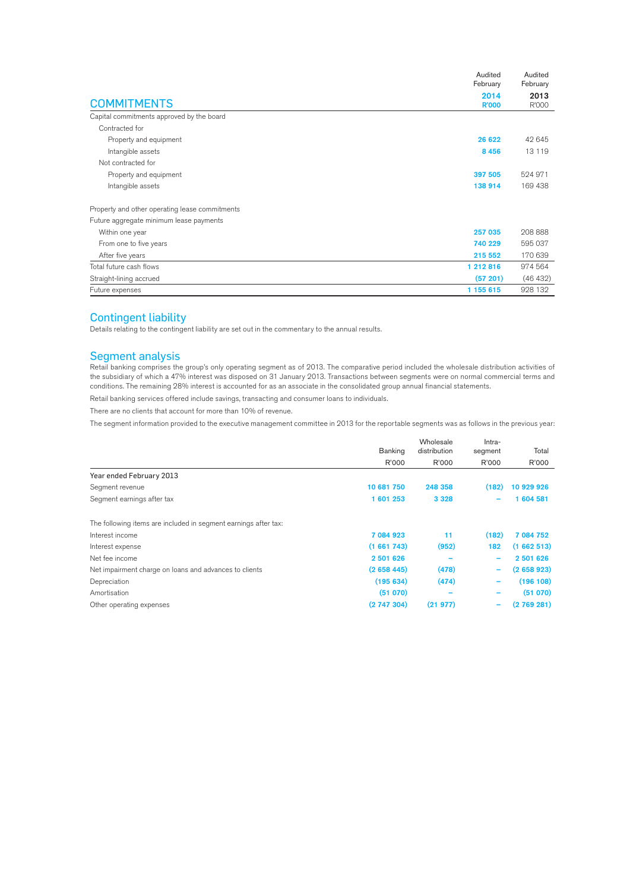## COMMITMENTS

| | Audited February 2014 R'000 | Audited February 2013 R'000 |
|---|---|---|
| Capital commitments approved by the board | | |
| Contracted for | | |
| Property and equipment | 26 622 | 42 645 |
| Intangible assets | 8 456 | 13 119 |
| Not contracted for | | |
| Property and equipment | 397 505 | 524 971 |
| Intangible assets | 138 914 | 169 438 |
| | | |
| Property and other operating lease commitments | | |
| Future aggregate minimum lease payments | | |
| Within one year | 257 035 | 208 888 |
| From one to five years | 740 229 | 595 037 |
| After five years | 215 552 | 170 639 |
| Total future cash flows | 1 212 816 | 974 564 |
| Straight-lining accrued | (57 201) | (46 432) |
| Future expenses | 1 155 615 | 928 132 |

## Contingent liability

Details relating to the contingent liability are set out in the commentary to the annual results.

## Segment analysis

Retail banking comprises the group's only operating segment as of 2013. The comparative period included the wholesale distribution activities of the subsidiary of which a 47% interest was disposed on 31 January 2013. Transactions between segments were on normal commercial terms and conditions. The remaining 28% interest is accounted for as an associate in the consolidated group annual financial statements.

Retail banking services offered include savings, transacting and consumer loans to individuals.

There are no clients that account for more than 10% of revenue.

The segment information provided to the executive management committee in 2013 for the reportable segments was as follows in the previous year:

| | Banking R'000 | Wholesale distribution R'000 | Intra-segment R'000 | Total R'000 |
|---|---|---|---|---|
| Year ended February 2013 | | | | |
| Segment revenue | 10 681 750 | 248 358 | (182) | 10 929 926 |
| Segment earnings after tax | 1 601 253 | 3 328 | – | 1 604 581 |
| | | | | |
| The following items are included in segment earnings after tax: | | | | |
| Interest income | 7 084 923 | 11 | (182) | 7 084 752 |
| Interest expense | (1 661 743) | (952) | 182 | (1 662 513) |
| Net fee income | 2 501 626 | – | – | 2 501 626 |
| Net impairment charge on loans and advances to clients | (2 658 445) | (478) | – | (2 658 923) |
| Depreciation | (195 634) | (474) | – | (196 108) |
| Amortisation | (51 070) | – | – | (51 070) |
| Other operating expenses | (2 747 304) | (21 977) | – | (2 769 281) |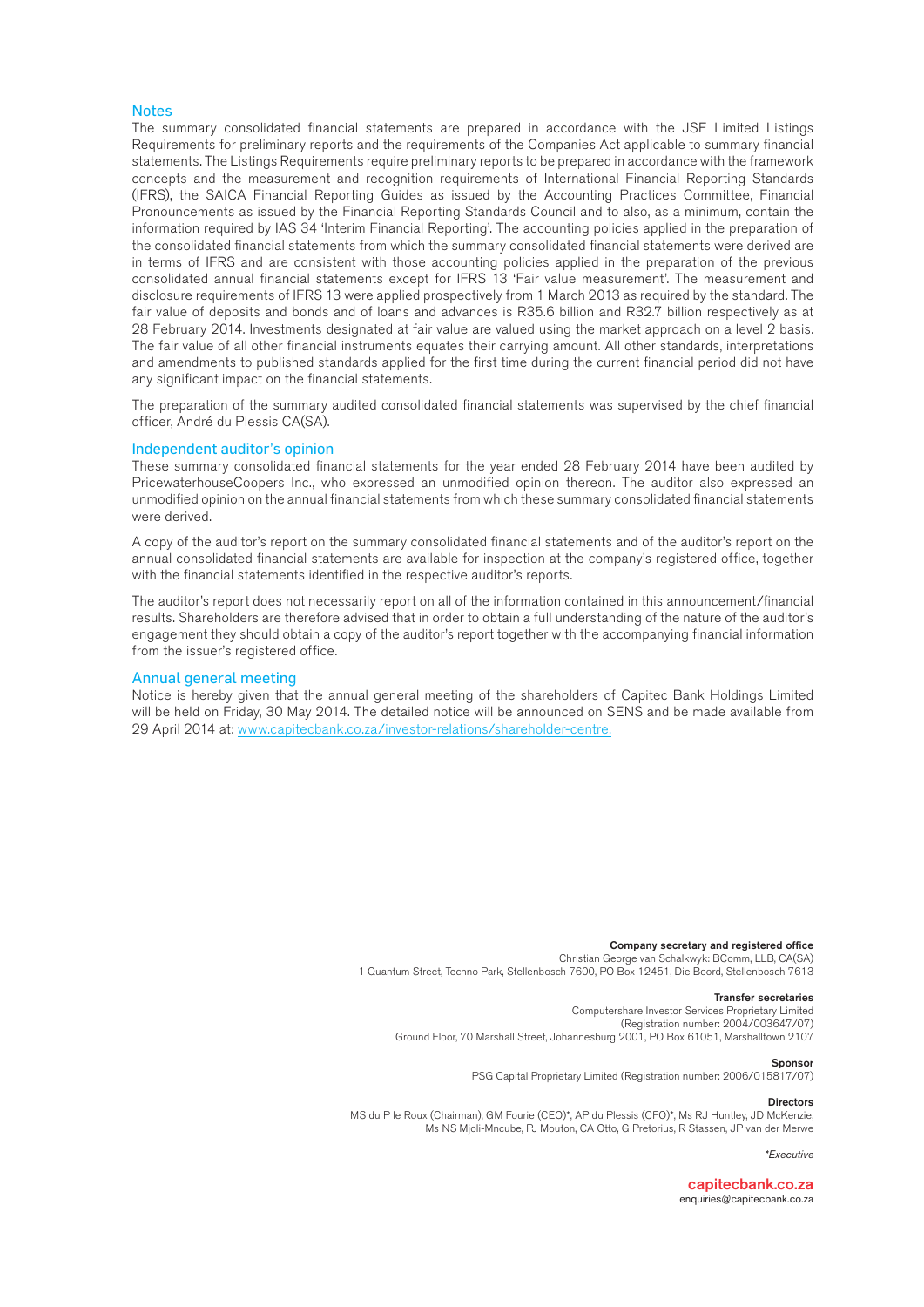## Notes

The summary consolidated financial statements are prepared in accordance with the JSE Limited Listings Requirements for preliminary reports and the requirements of the Companies Act applicable to summary financial statements. The Listings Requirements require preliminary reports to be prepared in accordance with the framework concepts and the measurement and recognition requirements of International Financial Reporting Standards (IFRS), the SAICA Financial Reporting Guides as issued by the Accounting Practices Committee, Financial Pronouncements as issued by the Financial Reporting Standards Council and to also, as a minimum, contain the information required by IAS 34 'Interim Financial Reporting'. The accounting policies applied in the preparation of the consolidated financial statements from which the summary consolidated financial statements were derived are in terms of IFRS and are consistent with those accounting policies applied in the preparation of the previous consolidated annual financial statements except for IFRS 13 'Fair value measurement'. The measurement and disclosure requirements of IFRS 13 were applied prospectively from 1 March 2013 as required by the standard. The fair value of deposits and bonds and of loans and advances is R35.6 billion and R32.7 billion respectively as at 28 February 2014. Investments designated at fair value are valued using the market approach on a level 2 basis. The fair value of all other financial instruments equates their carrying amount. All other standards, interpretations and amendments to published standards applied for the first time during the current financial period did not have any significant impact on the financial statements.

The preparation of the summary audited consolidated financial statements was supervised by the chief financial officer, André du Plessis CA(SA).

## Independent auditor's opinion

These summary consolidated financial statements for the year ended 28 February 2014 have been audited by PricewaterhouseCoopers Inc., who expressed an unmodified opinion thereon. The auditor also expressed an unmodified opinion on the annual financial statements from which these summary consolidated financial statements were derived.

A copy of the auditor's report on the summary consolidated financial statements and of the auditor's report on the annual consolidated financial statements are available for inspection at the company's registered office, together with the financial statements identified in the respective auditor's reports.

The auditor's report does not necessarily report on all of the information contained in this announcement/financial results. Shareholders are therefore advised that in order to obtain a full understanding of the nature of the auditor's engagement they should obtain a copy of the auditor's report together with the accompanying financial information from the issuer's registered office.

## Annual general meeting

Notice is hereby given that the annual general meeting of the shareholders of Capitec Bank Holdings Limited will be held on Friday, 30 May 2014. The detailed notice will be announced on SENS and be made available from 29 April 2014 at: www.capitecbank.co.za/investor-relations/shareholder-centre.

**Company secretary and registered office**
Christian George van Schalkwyk: BComm, LLB, CA(SA)
1 Quantum Street, Techno Park, Stellenbosch 7600, PO Box 12451, Die Boord, Stellenbosch 7613

**Transfer secretaries**
Computershare Investor Services Proprietary Limited
(Registration number: 2004/003647/07)
Ground Floor, 70 Marshall Street, Johannesburg 2001, PO Box 61051, Marshalltown 2107

**Sponsor**
PSG Capital Proprietary Limited (Registration number: 2006/015817/07)

**Directors**
MS du P le Roux (Chairman), GM Fourie (CEO)*, AP du Plessis (CFO)*, Ms RJ Huntley, JD McKenzie, Ms NS Mjoli-Mncube, PJ Mouton, CA Otto, G Pretorius, R Stassen, JP van der Merwe

*\*Executive*

**capitecbank.co.za**
enquiries@capitecbank.co.za